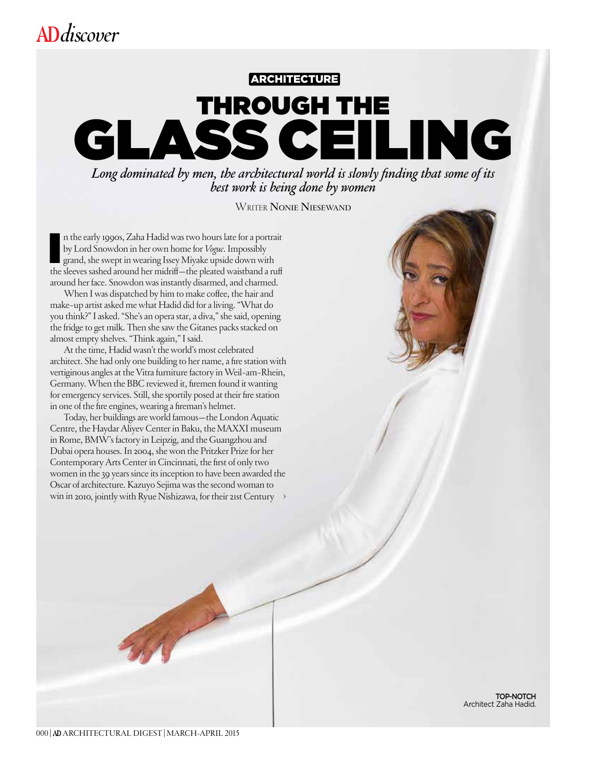ARCHITECTURE

# THROUGH THE GLASS CEILING

*Long dominated by men, the architectural world is slowly finding that some of its best work is being done by women*

WRITER NONIE NIESEWAND

In the early 1990s, Zaha Hadid was two hours late for a portrait by Lord Snowdon in her own home for *Vogue*. Impossibly grand, she swept in wearing Issey Miyake upside down with the sleeves sashed around her midriff—the pleated waistband a ruff around her face. Snowdon was instantly disarmed, and charmed.

When I was dispatched by him to make coffee, the hair and make-up artist asked me what Hadid did for a living. "What do you think?" I asked. "She's an opera star, a diva," she said, opening the fridge to get milk. Then she saw the Gitanes packs stacked on almost empty shelves. "Think again," I said.

At the time, Hadid wasn't the world's most celebrated architect. She had only one building to her name, a fire station with vertiginous angles at the Vitra furniture factory in Weil-am-Rhein, Germany. When the BBC reviewed it, firemen found it wanting for emergency services. Still, she sportily posed at their fire station in one of the fire engines, wearing a fireman's helmet.

Today, her buildings are world famous—the London Aquatic Centre, the Haydar Aliyev Center in Baku, the MAXXI museum in Rome, BMW's factory in Leipzig, and the Guangzhou and Dubai opera houses. In 2004, she won the Pritzker Prize for her Contemporary Arts Center in Cincinnati, the first of only two women in the 39 years since its inception to have been awarded the Oscar of architecture. Kazuyo Sejima was the second woman to win in 2010, jointly with Ryue Nishizawa, for their 21st Century ›

TOP-NOTCH
Architect Zaha Hadid.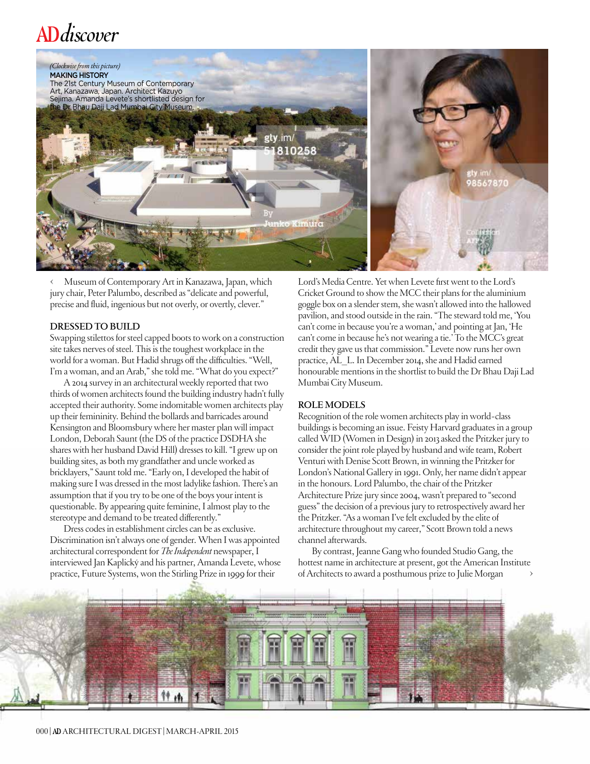*(Clockwise from this picture)*
**MAKING HISTORY**
The 21st Century Museum of Contemporary Art, Kanazawa, Japan. Architect Kazuyo Sejima. Amanda Levete's shortlisted design for the Dr Bhau Daji Lad Mumbai City Museum.

‹ Museum of Contemporary Art in Kanazawa, Japan, which jury chair, Peter Palumbo, described as "delicate and powerful, precise and fluid, ingenious but not overly, or overtly, clever."

### DRESSED TO BUILD

Swapping stilettos for steel capped boots to work on a construction site takes nerves of steel. This is the toughest workplace in the world for a woman. But Hadid shrugs off the difficulties. "Well, I'm a woman, and an Arab," she told me. "What do you expect?"

A 2014 survey in an architectural weekly reported that two thirds of women architects found the building industry hadn't fully accepted their authority. Some indomitable women architects play up their femininity. Behind the bollards and barricades around Kensington and Bloomsbury where her master plan will impact London, Deborah Saunt (the DS of the practice DSDHA she shares with her husband David Hill) dresses to kill. "I grew up on building sites, as both my grandfather and uncle worked as bricklayers," Saunt told me. "Early on, I developed the habit of making sure I was dressed in the most ladylike fashion. There's an assumption that if you try to be one of the boys your intent is questionable. By appearing quite feminine, I almost play to the stereotype and demand to be treated differently."

Dress codes in establishment circles can be as exclusive. Discrimination isn't always one of gender. When I was appointed architectural correspondent for *The Independent* newspaper, I interviewed Jan Kaplický and his partner, Amanda Levete, whose practice, Future Systems, won the Stirling Prize in 1999 for their Lord's Media Centre. Yet when Levete first went to the Lord's Cricket Ground to show the MCC their plans for the aluminium goggle box on a slender stem, she wasn't allowed into the hallowed pavilion, and stood outside in the rain. "The steward told me, 'You can't come in because you're a woman,' and pointing at Jan, 'He can't come in because he's not wearing a tie.' To the MCC's great credit they gave us that commission." Levete now runs her own practice, AL_L. In December 2014, she and Hadid earned honourable mentions in the shortlist to build the Dr Bhau Daji Lad Mumbai City Museum.

### ROLE MODELS

Recognition of the role women architects play in world-class buildings is becoming an issue. Feisty Harvard graduates in a group called WID (Women in Design) in 2013 asked the Pritzker jury to consider the joint role played by husband and wife team, Robert Venturi with Denise Scott Brown, in winning the Pritzker for London's National Gallery in 1991. Only, her name didn't appear in the honours. Lord Palumbo, the chair of the Pritzker Architecture Prize jury since 2004, wasn't prepared to "second guess" the decision of a previous jury to retrospectively award her the Pritzker. "As a woman I've felt excluded by the elite of architecture throughout my career," Scott Brown told a news channel afterwards.

By contrast, Jeanne Gang who founded Studio Gang, the hottest name in architecture at present, got the American Institute of Architects to award a posthumous prize to Julie Morgan ›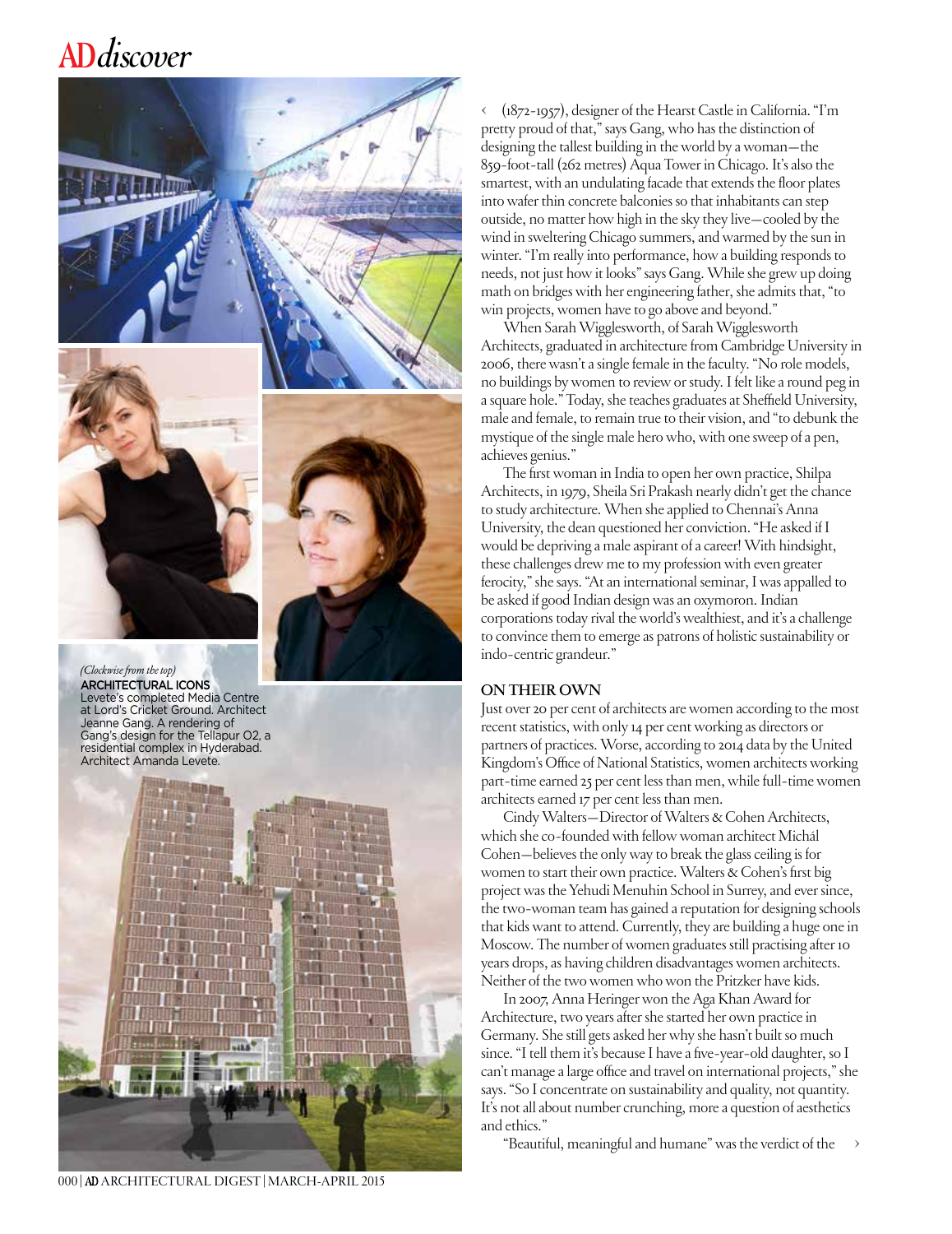(Clockwise from the top)
**ARCHITECTURAL ICONS**
Levete's completed Media Centre at Lord's Cricket Ground. Architect Jeanne Gang. A rendering of Gang's design for the Tellapur O2, a residential complex in Hyderabad. Architect Amanda Levete.

(1872-1957), designer of the Hearst Castle in California. "I'm pretty proud of that," says Gang, who has the distinction of designing the tallest building in the world by a woman—the 859-foot-tall (262 metres) Aqua Tower in Chicago. It's also the smartest, with an undulating facade that extends the floor plates into wafer thin concrete balconies so that inhabitants can step outside, no matter how high in the sky they live—cooled by the wind in sweltering Chicago summers, and warmed by the sun in winter. "I'm really into performance, how a building responds to needs, not just how it looks" says Gang. While she grew up doing math on bridges with her engineering father, she admits that, "to win projects, women have to go above and beyond."

When Sarah Wigglesworth, of Sarah Wigglesworth Architects, graduated in architecture from Cambridge University in 2006, there wasn't a single female in the faculty. "No role models, no buildings by women to review or study. I felt like a round peg in a square hole." Today, she teaches graduates at Sheffield University, male and female, to remain true to their vision, and "to debunk the mystique of the single male hero who, with one sweep of a pen, achieves genius."

The first woman in India to open her own practice, Shilpa Architects, in 1979, Sheila Sri Prakash nearly didn't get the chance to study architecture. When she applied to Chennai's Anna University, the dean questioned her conviction. "He asked if I would be depriving a male aspirant of a career! With hindsight, these challenges drew me to my profession with even greater ferocity," she says. "At an international seminar, I was appalled to be asked if good Indian design was an oxymoron. Indian corporations today rival the world's wealthiest, and it's a challenge to convince them to emerge as patrons of holistic sustainability or indo-centric grandeur."

## ON THEIR OWN

Just over 20 per cent of architects are women according to the most recent statistics, with only 14 per cent working as directors or partners of practices. Worse, according to 2014 data by the United Kingdom's Office of National Statistics, women architects working part-time earned 25 per cent less than men, while full-time women architects earned 17 per cent less than men.

Cindy Walters—Director of Walters & Cohen Architects, which she co-founded with fellow woman architect Michál Cohen—believes the only way to break the glass ceiling is for women to start their own practice. Walters & Cohen's first big project was the Yehudi Menuhin School in Surrey, and ever since, the two-woman team has gained a reputation for designing schools that kids want to attend. Currently, they are building a huge one in Moscow. The number of women graduates still practising after 10 years drops, as having children disadvantages women architects. Neither of the two women who won the Pritzker have kids.

In 2007, Anna Heringer won the Aga Khan Award for Architecture, two years after she started her own practice in Germany. She still gets asked her why she hasn't built so much since. "I tell them it's because I have a five-year-old daughter, so I can't manage a large office and travel on international projects," she says. "So I concentrate on sustainability and quality, not quantity. It's not all about number crunching, more a question of aesthetics and ethics."

"Beautiful, meaningful and humane" was the verdict of the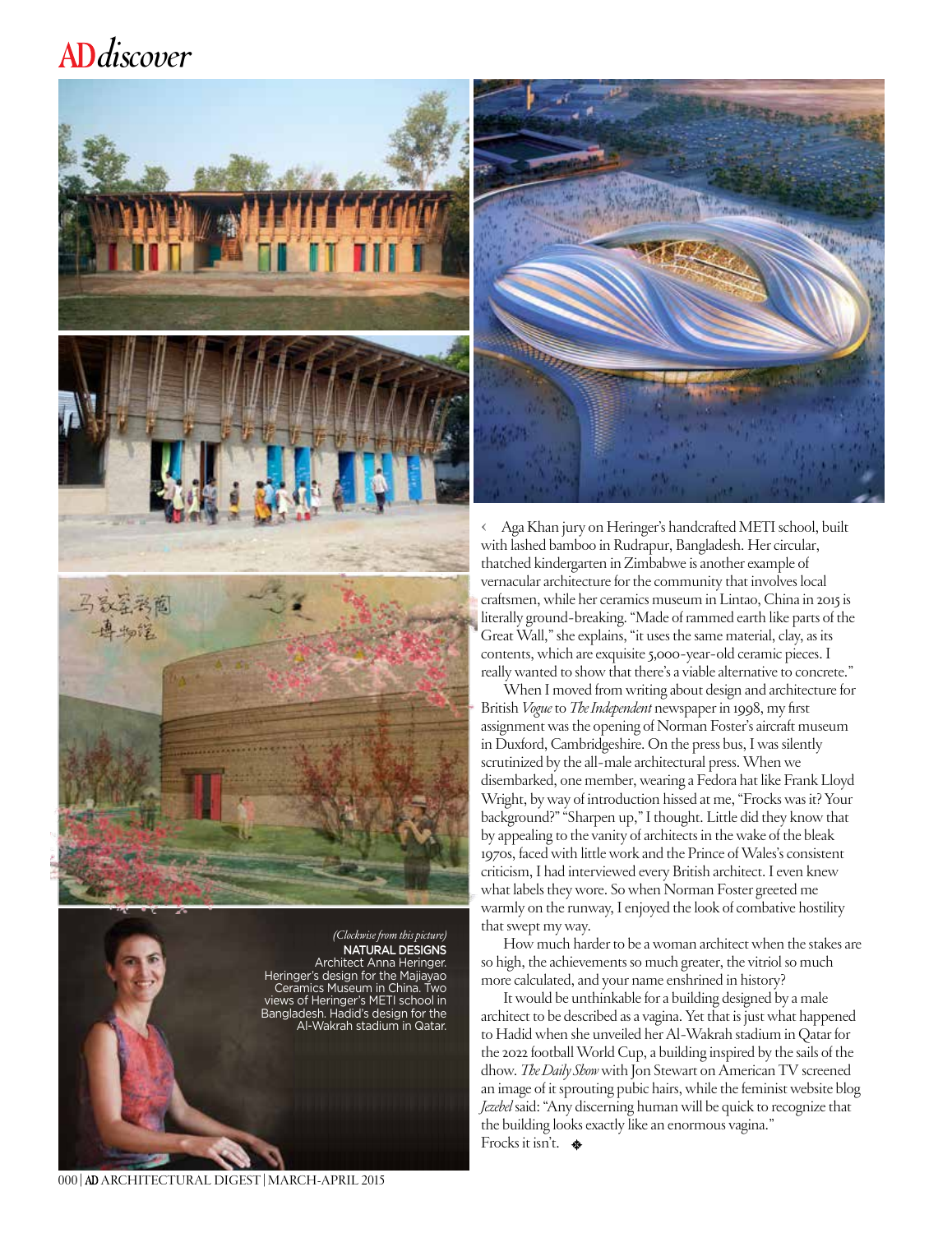*(Clockwise from this picture)*
**NATURAL DESIGNS**
Architect Anna Heringer. Heringer's design for the Majiayao Ceramics Museum in China. Two views of Heringer's METI school in Bangladesh. Hadid's design for the Al-Wakrah stadium in Qatar.

‹ Aga Khan jury on Heringer's handcrafted METI school, built with lashed bamboo in Rudrapur, Bangladesh. Her circular, thatched kindergarten in Zimbabwe is another example of vernacular architecture for the community that involves local craftsmen, while her ceramics museum in Lintao, China in 2015 is literally ground-breaking. "Made of rammed earth like parts of the Great Wall," she explains, "it uses the same material, clay, as its contents, which are exquisite 5,000-year-old ceramic pieces. I really wanted to show that there's a viable alternative to concrete."

When I moved from writing about design and architecture for British *Vogue* to *The Independent* newspaper in 1998, my first assignment was the opening of Norman Foster's aircraft museum in Duxford, Cambridgeshire. On the press bus, I was silently scrutinized by the all-male architectural press. When we disembarked, one member, wearing a Fedora hat like Frank Lloyd Wright, by way of introduction hissed at me, "Frocks was it? Your background?" "Sharpen up," I thought. Little did they know that by appealing to the vanity of architects in the wake of the bleak 1970s, faced with little work and the Prince of Wales's consistent criticism, I had interviewed every British architect. I even knew what labels they wore. So when Norman Foster greeted me warmly on the runway, I enjoyed the look of combative hostility that swept my way.

How much harder to be a woman architect when the stakes are so high, the achievements so much greater, the vitriol so much more calculated, and your name enshrined in history?

It would be unthinkable for a building designed by a male architect to be described as a vagina. Yet that is just what happened to Hadid when she unveiled her Al-Wakrah stadium in Qatar for the 2022 football World Cup, a building inspired by the sails of the dhow. *The Daily Show* with Jon Stewart on American TV screened an image of it sprouting pubic hairs, while the feminist website blog *Jezebel* said: "Any discerning human will be quick to recognize that the building looks exactly like an enormous vagina."

Frocks it isn't. ✥